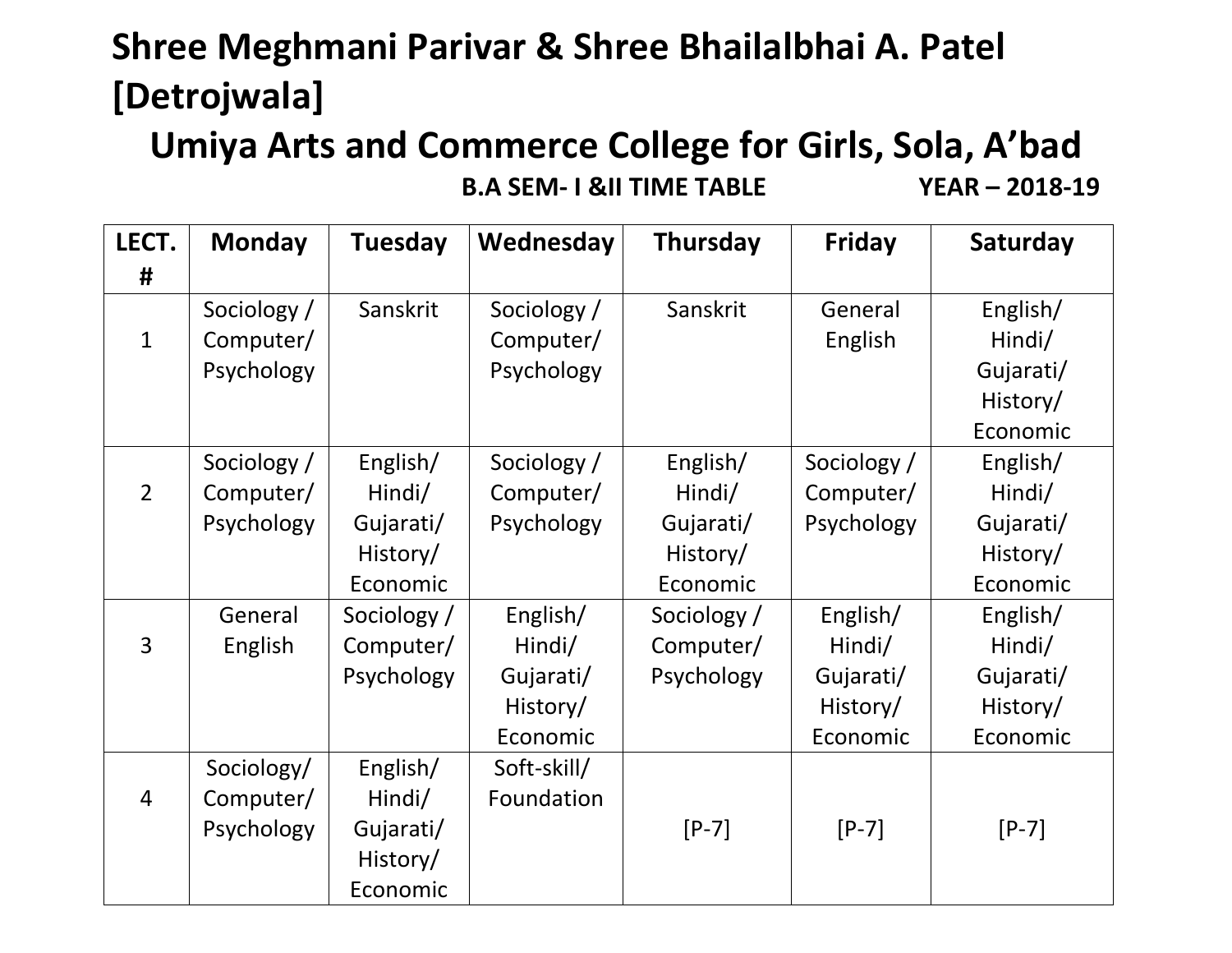# Shree Meghmani Parivar & Shree Bhailalbhai A. Patel [Detrojwala]

## Umiya Arts and Commerce College for Girls, Sola, A'bad

**B.A SEM- I &II TIME TABLE YEAR – 2018-19**

| LECT. # | Monday | Tuesday | Wednesday | Thursday | Friday | Saturday |
|---|---|---|---|---|---|---|
| 1 | Sociology / Computer/ Psychology | Sanskrit | Sociology / Computer/ Psychology | Sanskrit | General English | English/ Hindi/ Gujarati/ History/ Economic |
| 2 | Sociology / Computer/ Psychology | English/ Hindi/ Gujarati/ History/ Economic | Sociology / Computer/ Psychology | English/ Hindi/ Gujarati/ History/ Economic | Sociology / Computer/ Psychology | English/ Hindi/ Gujarati/ History/ Economic |
| 3 | General English | Sociology / Computer/ Psychology | English/ Hindi/ Gujarati/ History/ Economic | Sociology / Computer/ Psychology | English/ Hindi/ Gujarati/ History/ Economic | English/ Hindi/ Gujarati/ History/ Economic |
| 4 | Sociology/ Computer/ Psychology | English/ Hindi/ Gujarati/ History/ Economic | Soft-skill/ Foundation | [P-7] | [P-7] | [P-7] |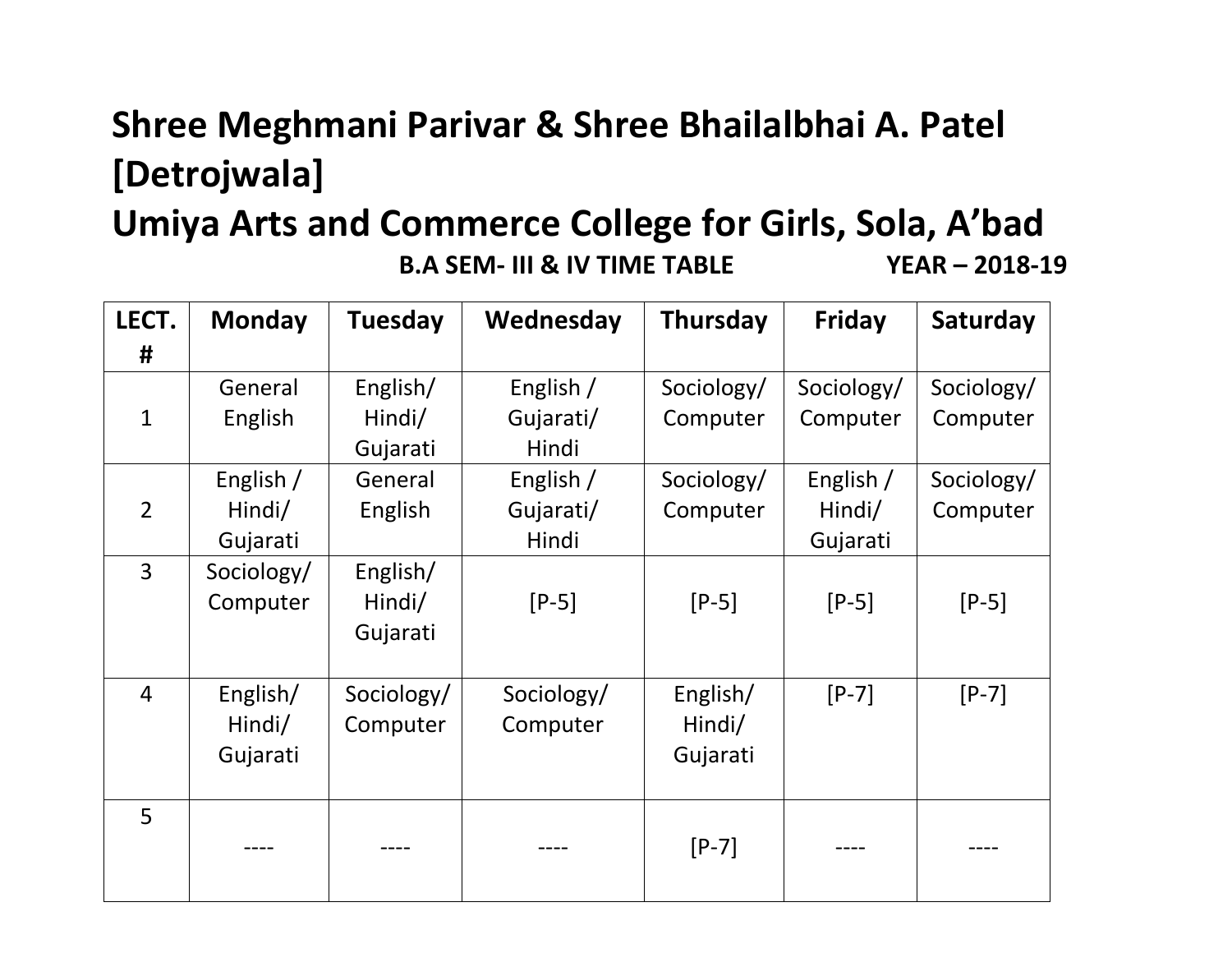# Shree Meghmani Parivar & Shree Bhailalbhai A. Patel [Detrojwala]

# Umiya Arts and Commerce College for Girls, Sola, A'bad

**B.A SEM- III & IV TIME TABLE** **YEAR – 2018-19**

| LECT. # | Monday | Tuesday | Wednesday | Thursday | Friday | Saturday |
|---|---|---|---|---|---|---|
| 1 | General English | English/ Hindi/ Gujarati | English / Gujarati/ Hindi | Sociology/ Computer | Sociology/ Computer | Sociology/ Computer |
| 2 | English / Hindi/ Gujarati | General English | English / Gujarati/ Hindi | Sociology/ Computer | English / Hindi/ Gujarati | Sociology/ Computer |
| 3 | Sociology/ Computer | English/ Hindi/ Gujarati | [P-5] | [P-5] | [P-5] | [P-5] |
| 4 | English/ Hindi/ Gujarati | Sociology/ Computer | Sociology/ Computer | English/ Hindi/ Gujarati | [P-7] | [P-7] |
| 5 | ---- | ---- | ---- | [P-7] | ---- | ---- |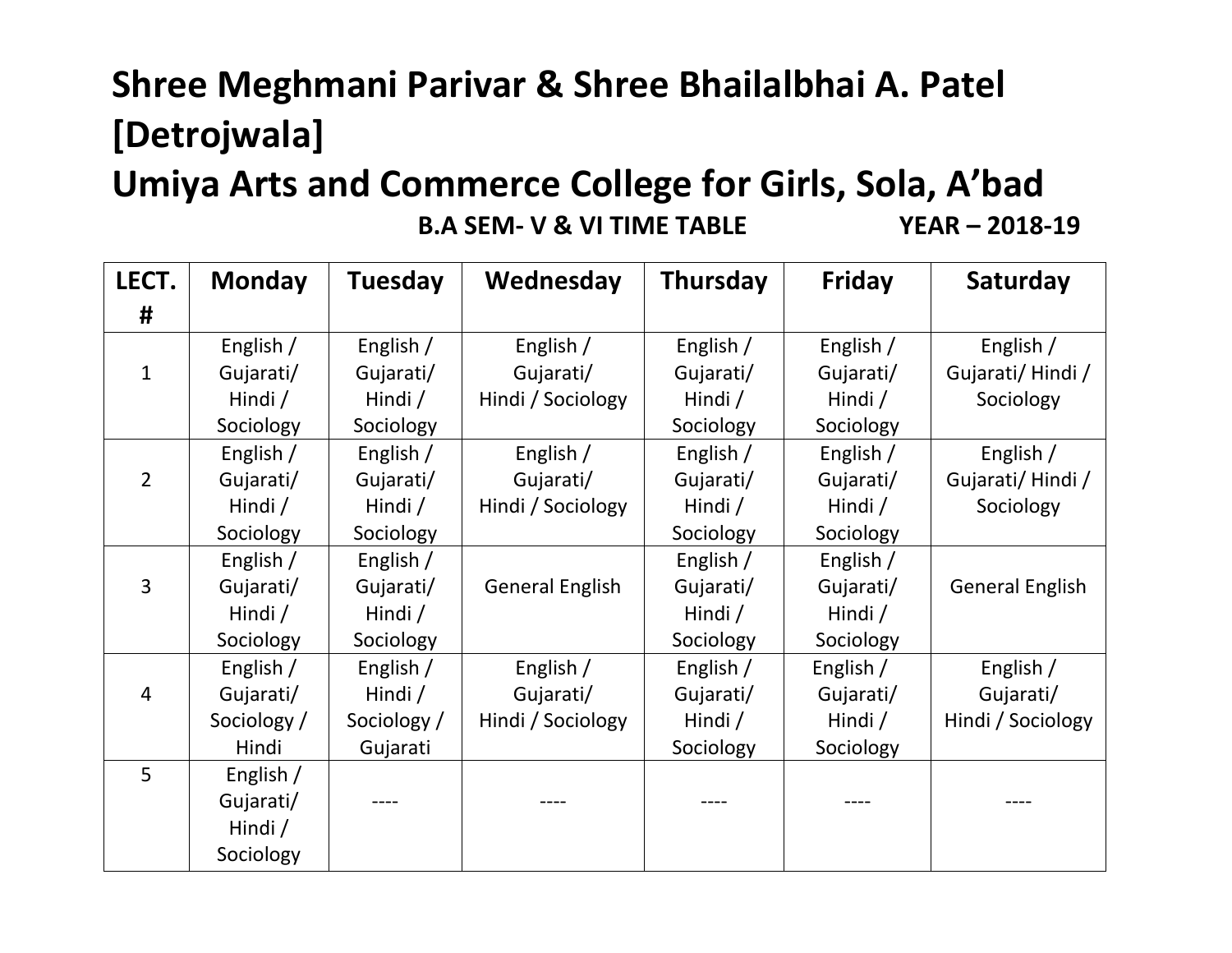# Shree Meghmani Parivar & Shree Bhailalbhai A. Patel [Detrojwala]

# Umiya Arts and Commerce College for Girls, Sola, A'bad

**B.A SEM- V & VI TIME TABLE YEAR – 2018-19**

| LECT. # | Monday | Tuesday | Wednesday | Thursday | Friday | Saturday |
|---|---|---|---|---|---|---|
| 1 | English / Gujarati/ Hindi / Sociology | English / Gujarati/ Hindi / Sociology | English / Gujarati/ Hindi / Sociology | English / Gujarati/ Hindi / Sociology | English / Gujarati/ Hindi / Sociology | English / Gujarati/ Hindi / Sociology |
| 2 | English / Gujarati/ Hindi / Sociology | English / Gujarati/ Hindi / Sociology | English / Gujarati/ Hindi / Sociology | English / Gujarati/ Hindi / Sociology | English / Gujarati/ Hindi / Sociology | English / Gujarati/ Hindi / Sociology |
| 3 | English / Gujarati/ Hindi / Sociology | English / Gujarati/ Hindi / Sociology | General English | English / Gujarati/ Hindi / Sociology | English / Gujarati/ Hindi / Sociology | General English |
| 4 | English / Gujarati/ Sociology / Hindi | English / Hindi / Sociology / Gujarati | English / Gujarati/ Hindi / Sociology | English / Gujarati/ Hindi / Sociology | English / Gujarati/ Hindi / Sociology | English / Gujarati/ Hindi / Sociology |
| 5 | English / Gujarati/ Hindi / Sociology | ---- | ---- | ---- | ---- | ---- |